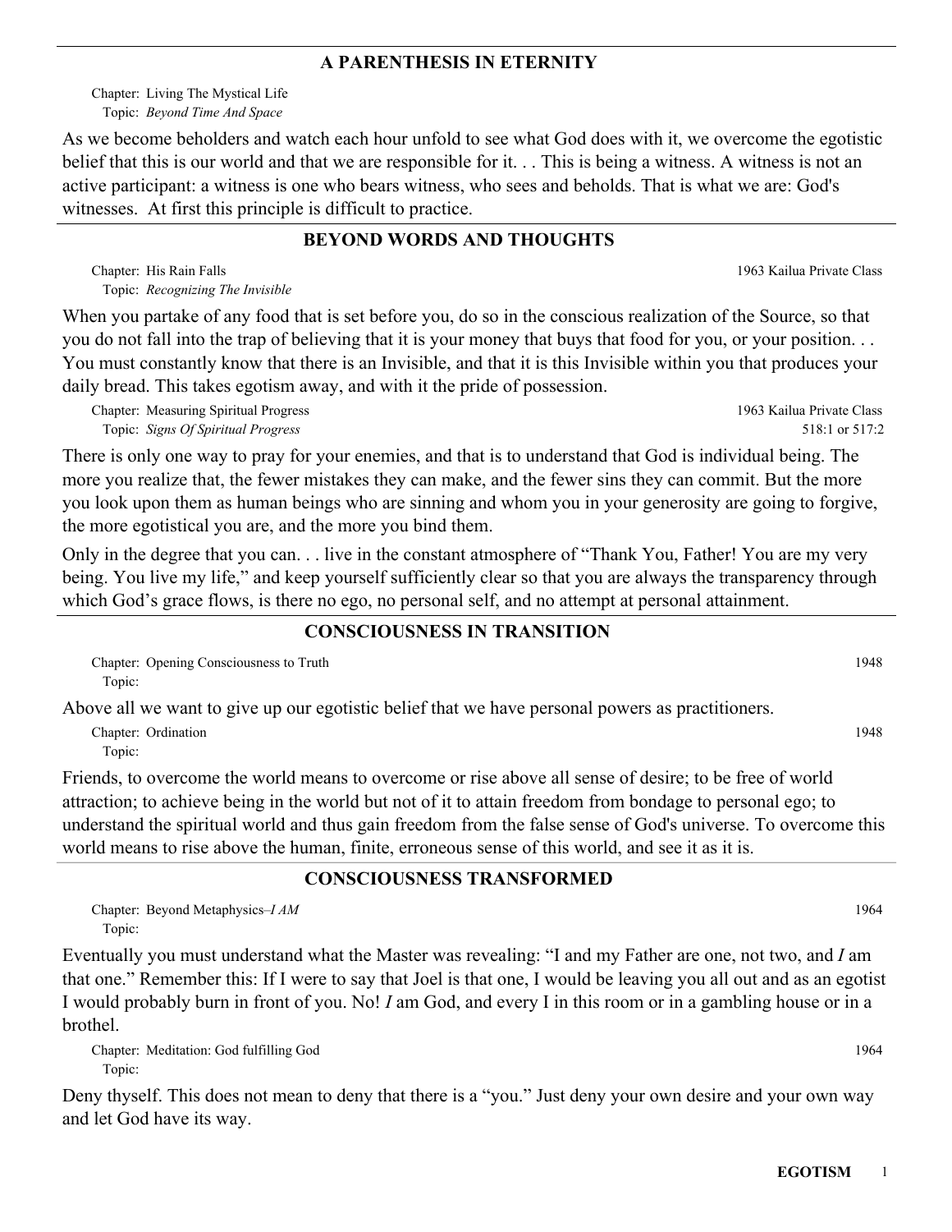## A PARENTHESIS IN ETERNITY

Chapter: Living The Mystical Life
Topic: *Beyond Time And Space*

As we become beholders and watch each hour unfold to see what God does with it, we overcome the egotistic belief that this is our world and that we are responsible for it. . . This is being a witness. A witness is not an active participant: a witness is one who bears witness, who sees and beholds. That is what we are: God's witnesses. At first this principle is difficult to practice.

## BEYOND WORDS AND THOUGHTS

Chapter: His Rain Falls — 1963 Kailua Private Class
Topic: *Recognizing The Invisible*

When you partake of any food that is set before you, do so in the conscious realization of the Source, so that you do not fall into the trap of believing that it is your money that buys that food for you, or your position. . . You must constantly know that there is an Invisible, and that it is this Invisible within you that produces your daily bread. This takes egotism away, and with it the pride of possession.

Chapter: Measuring Spiritual Progress — 1963 Kailua Private Class
Topic: *Signs Of Spiritual Progress* — 518:1 or 517:2

There is only one way to pray for your enemies, and that is to understand that God is individual being. The more you realize that, the fewer mistakes they can make, and the fewer sins they can commit. But the more you look upon them as human beings who are sinning and whom you in your generosity are going to forgive, the more egotistical you are, and the more you bind them.

Only in the degree that you can. . . live in the constant atmosphere of “Thank You, Father! You are my very being. You live my life,” and keep yourself sufficiently clear so that you are always the transparency through which God’s grace flows, is there no ego, no personal self, and no attempt at personal attainment.

## CONSCIOUSNESS IN TRANSITION

Chapter: Opening Consciousness to Truth — 1948
Topic:

Above all we want to give up our egotistic belief that we have personal powers as practitioners.

Chapter: Ordination — 1948
Topic:

Friends, to overcome the world means to overcome or rise above all sense of desire; to be free of world attraction; to achieve being in the world but not of it to attain freedom from bondage to personal ego; to understand the spiritual world and thus gain freedom from the false sense of God's universe. To overcome this world means to rise above the human, finite, erroneous sense of this world, and see it as it is.

## CONSCIOUSNESS TRANSFORMED

Chapter: Beyond Metaphysics–*I AM* — 1964
Topic:

Eventually you must understand what the Master was revealing: “I and my Father are one, not two, and *I* am that one.” Remember this: If I were to say that Joel is that one, I would be leaving you all out and as an egotist I would probably burn in front of you. No! *I* am God, and every I in this room or in a gambling house or in a brothel.

Chapter: Meditation: God fulfilling God — 1964
Topic:

Deny thyself. This does not mean to deny that there is a “you.” Just deny your own desire and your own way and let God have its way.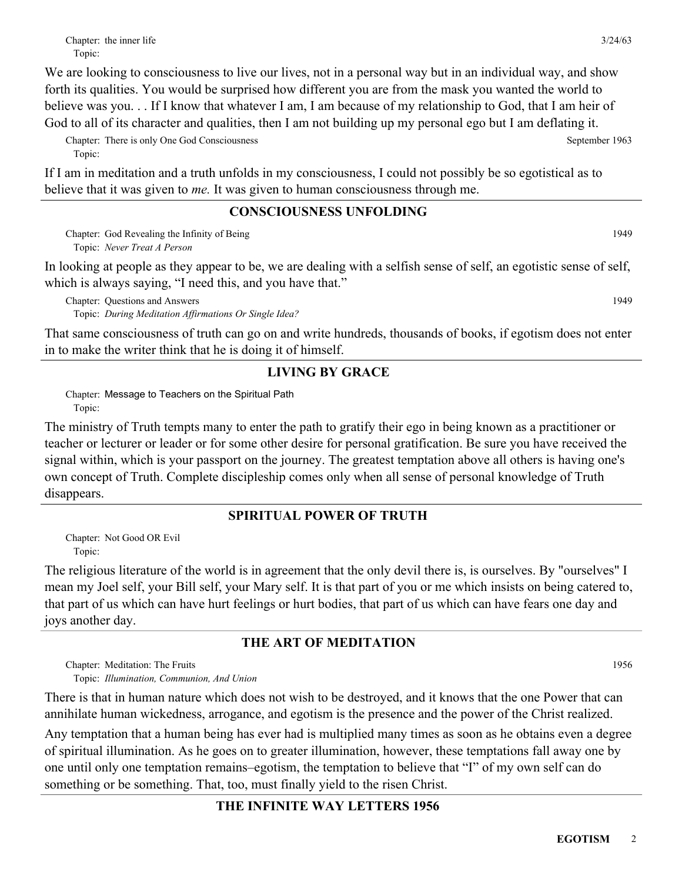Chapter: the inner life 3/24/63
Topic:

We are looking to consciousness to live our lives, not in a personal way but in an individual way, and show forth its qualities. You would be surprised how different you are from the mask you wanted the world to believe was you. . . If I know that whatever I am, I am because of my relationship to God, that I am heir of God to all of its character and qualities, then I am not building up my personal ego but I am deflating it.

Chapter: There is only One God Consciousness September 1963
Topic:

If I am in meditation and a truth unfolds in my consciousness, I could not possibly be so egotistical as to believe that it was given to *me.* It was given to human consciousness through me.

## CONSCIOUSNESS UNFOLDING

Chapter: God Revealing the Infinity of Being 1949
Topic: *Never Treat A Person*

In looking at people as they appear to be, we are dealing with a selfish sense of self, an egotistic sense of self, which is always saying, "I need this, and you have that."

Chapter: Questions and Answers 1949
Topic: *During Meditation Affirmations Or Single Idea?*

That same consciousness of truth can go on and write hundreds, thousands of books, if egotism does not enter in to make the writer think that he is doing it of himself.

## LIVING BY GRACE

Chapter: Message to Teachers on the Spiritual Path
Topic:

The ministry of Truth tempts many to enter the path to gratify their ego in being known as a practitioner or teacher or lecturer or leader or for some other desire for personal gratification. Be sure you have received the signal within, which is your passport on the journey. The greatest temptation above all others is having one's own concept of Truth. Complete discipleship comes only when all sense of personal knowledge of Truth disappears.

## SPIRITUAL POWER OF TRUTH

Chapter: Not Good OR Evil
Topic:

The religious literature of the world is in agreement that the only devil there is, is ourselves. By "ourselves" I mean my Joel self, your Bill self, your Mary self. It is that part of you or me which insists on being catered to, that part of us which can have hurt feelings or hurt bodies, that part of us which can have fears one day and joys another day.

## THE ART OF MEDITATION

Chapter: Meditation: The Fruits 1956
Topic: *Illumination, Communion, And Union*

There is that in human nature which does not wish to be destroyed, and it knows that the one Power that can annihilate human wickedness, arrogance, and egotism is the presence and the power of the Christ realized.

Any temptation that a human being has ever had is multiplied many times as soon as he obtains even a degree of spiritual illumination. As he goes on to greater illumination, however, these temptations fall away one by one until only one temptation remains–egotism, the temptation to believe that "I" of my own self can do something or be something. That, too, must finally yield to the risen Christ.

## THE INFINITE WAY LETTERS 1956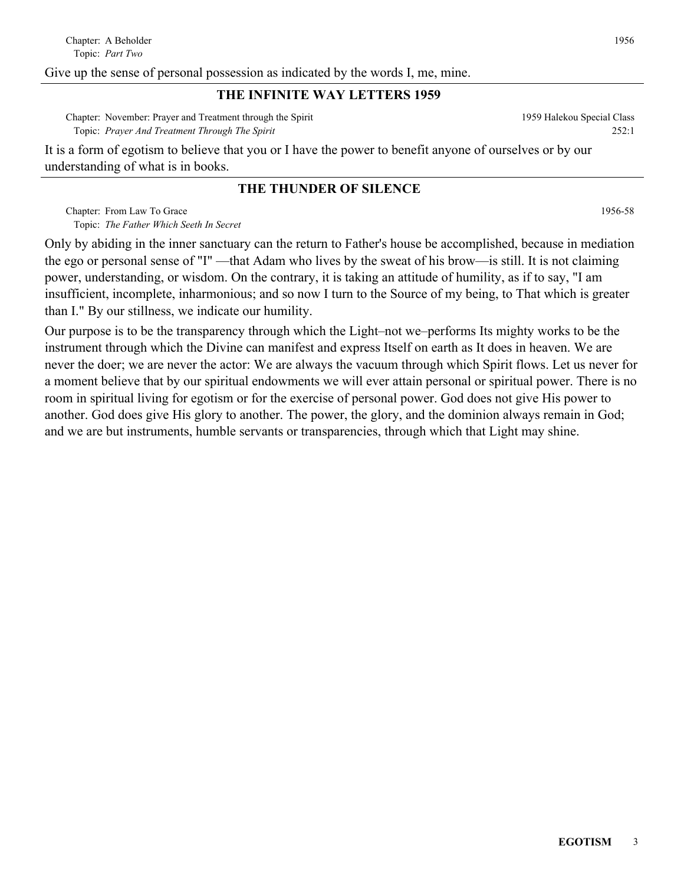Chapter: A Beholder 1956
Topic: *Part Two*

Give up the sense of personal possession as indicated by the words I, me, mine.

## THE INFINITE WAY LETTERS 1959

Chapter: November: Prayer and Treatment through the Spirit 1959 Halekou Special Class
Topic: *Prayer And Treatment Through The Spirit* 252:1

It is a form of egotism to believe that you or I have the power to benefit anyone of ourselves or by our understanding of what is in books.

## THE THUNDER OF SILENCE

Chapter: From Law To Grace 1956-58
Topic: *The Father Which Seeth In Secret*

Only by abiding in the inner sanctuary can the return to Father's house be accomplished, because in mediation the ego or personal sense of "I" —that Adam who lives by the sweat of his brow—is still. It is not claiming power, understanding, or wisdom. On the contrary, it is taking an attitude of humility, as if to say, "I am insufficient, incomplete, inharmonious; and so now I turn to the Source of my being, to That which is greater than I." By our stillness, we indicate our humility.

Our purpose is to be the transparency through which the Light–not we–performs Its mighty works to be the instrument through which the Divine can manifest and express Itself on earth as It does in heaven. We are never the doer; we are never the actor: We are always the vacuum through which Spirit flows. Let us never for a moment believe that by our spiritual endowments we will ever attain personal or spiritual power. There is no room in spiritual living for egotism or for the exercise of personal power. God does not give His power to another. God does give His glory to another. The power, the glory, and the dominion always remain in God; and we are but instruments, humble servants or transparencies, through which that Light may shine.